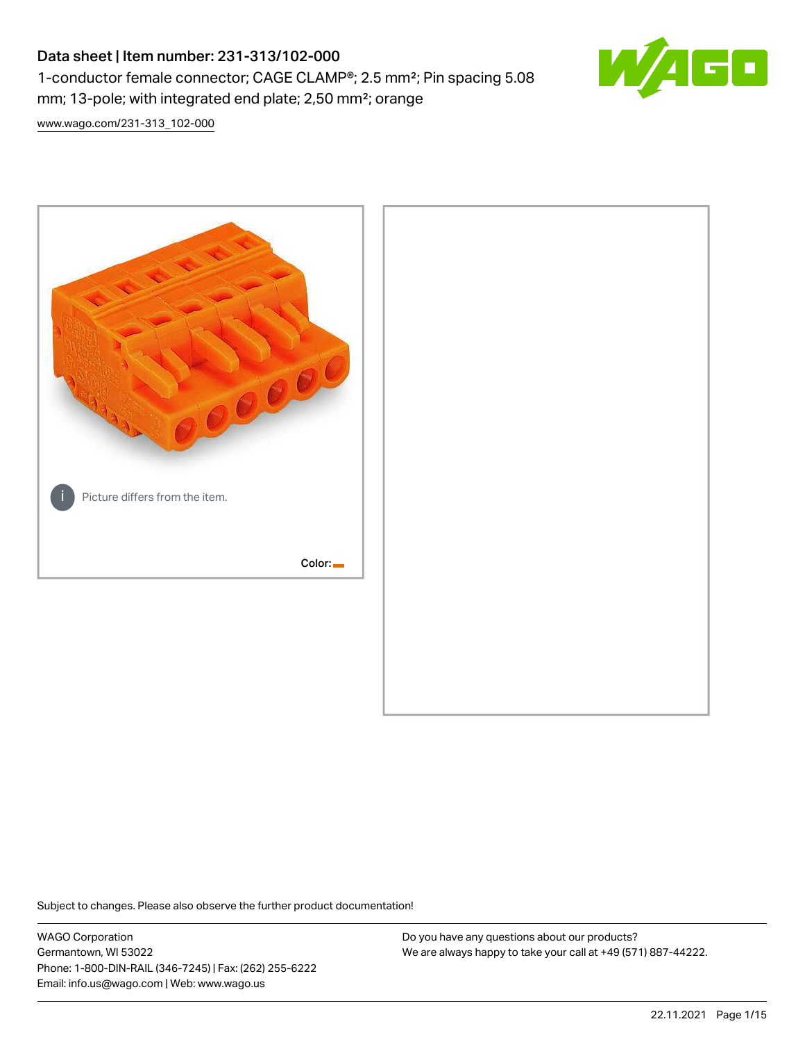# Data sheet | Item number: 231-313/102-000

1-conductor female connector; CAGE CLAMP®; 2.5 mm²; Pin spacing 5.08 mm; 13-pole; with integrated end plate; 2,50 mm²; orange

www.wago.com/231-313_102-000

Picture differs from the item.

Color:

Subject to changes. Please also observe the further product documentation!

WAGO Corporation
Germantown, WI 53022
Phone: 1-800-DIN-RAIL (346-7245) | Fax: (262) 255-6222
Email: info.us@wago.com | Web: www.wago.us

Do you have any questions about our products?
We are always happy to take your call at +49 (571) 887-44222.

22.11.2021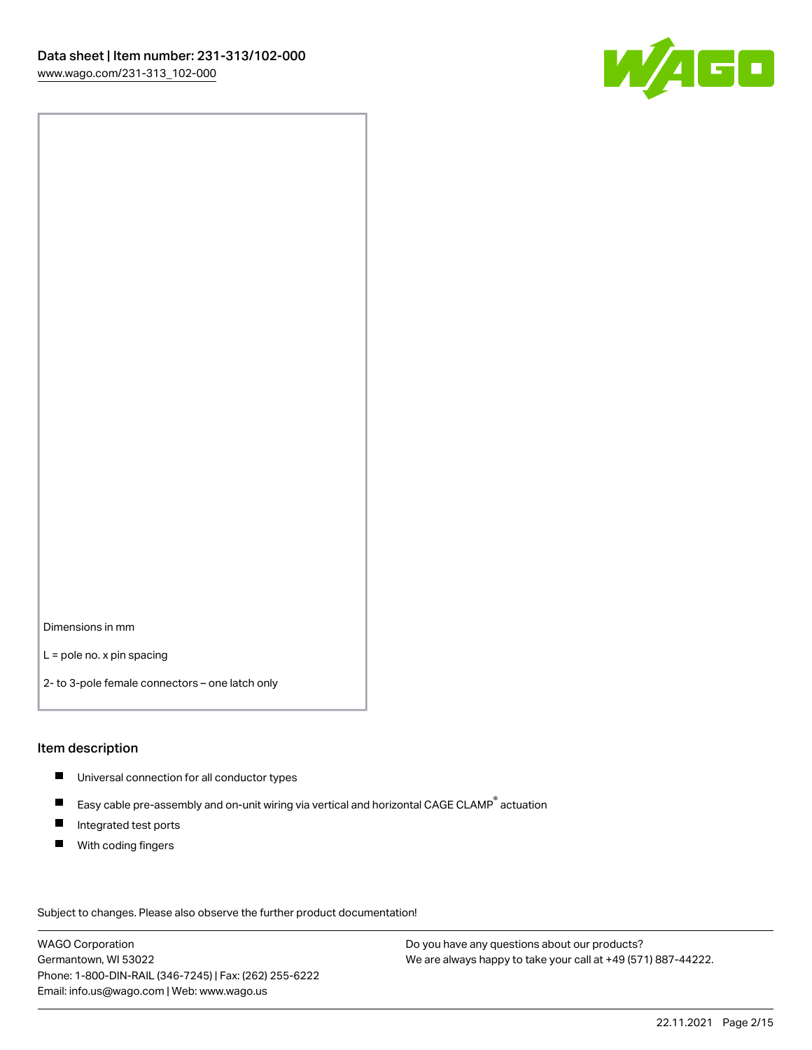Dimensions in mm

L = pole no. x pin spacing

2- to 3-pole female connectors – one latch only

## Item description

- Universal connection for all conductor types
- Easy cable pre-assembly and on-unit wiring via vertical and horizontal CAGE CLAMP® actuation
- Integrated test ports
- With coding fingers

Subject to changes. Please also observe the further product documentation!

WAGO Corporation
Germantown, WI 53022
Phone: 1-800-DIN-RAIL (346-7245) | Fax: (262) 255-6222
Email: info.us@wago.com | Web: www.wago.us

Do you have any questions about our products?
We are always happy to take your call at +49 (571) 887-44222.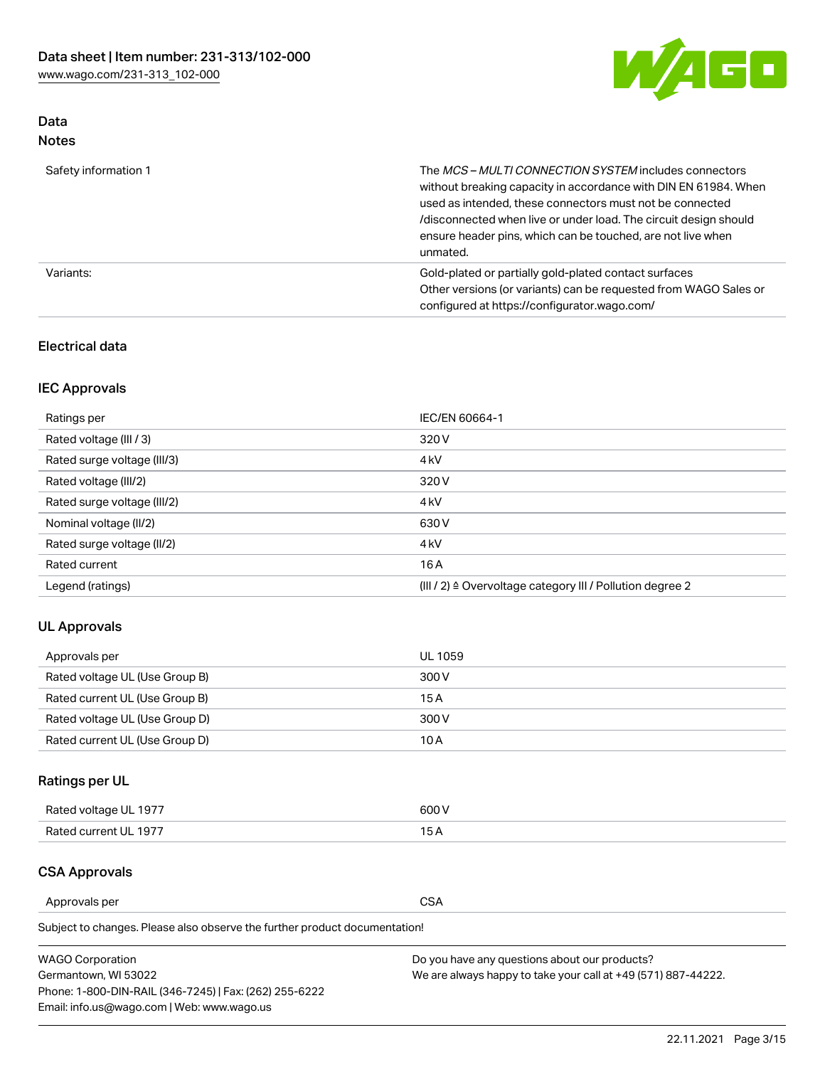## Data
### Notes

| | |
|---|---|
| Safety information 1 | The *MCS – MULTI CONNECTION SYSTEM* includes connectors without breaking capacity in accordance with DIN EN 61984. When used as intended, these connectors must not be connected /disconnected when live or under load. The circuit design should ensure header pins, which can be touched, are not live when unmated. |
| Variants: | Gold-plated or partially gold-plated contact surfaces<br>Other versions (or variants) can be requested from WAGO Sales or configured at https://configurator.wago.com/ |

### Electrical data

### IEC Approvals

| | |
|---|---|
| Ratings per | IEC/EN 60664-1 |
| Rated voltage (III / 3) | 320 V |
| Rated surge voltage (III/3) | 4 kV |
| Rated voltage (III/2) | 320 V |
| Rated surge voltage (III/2) | 4 kV |
| Nominal voltage (II/2) | 630 V |
| Rated surge voltage (II/2) | 4 kV |
| Rated current | 16 A |
| Legend (ratings) | (III / 2) ≙ Overvoltage category III / Pollution degree 2 |

### UL Approvals

| | |
|---|---|
| Approvals per | UL 1059 |
| Rated voltage UL (Use Group B) | 300 V |
| Rated current UL (Use Group B) | 15 A |
| Rated voltage UL (Use Group D) | 300 V |
| Rated current UL (Use Group D) | 10 A |

### Ratings per UL

| | |
|---|---|
| Rated voltage UL 1977 | 600 V |
| Rated current UL 1977 | 15 A |

### CSA Approvals

| | |
|---|---|
| Approvals per | CSA |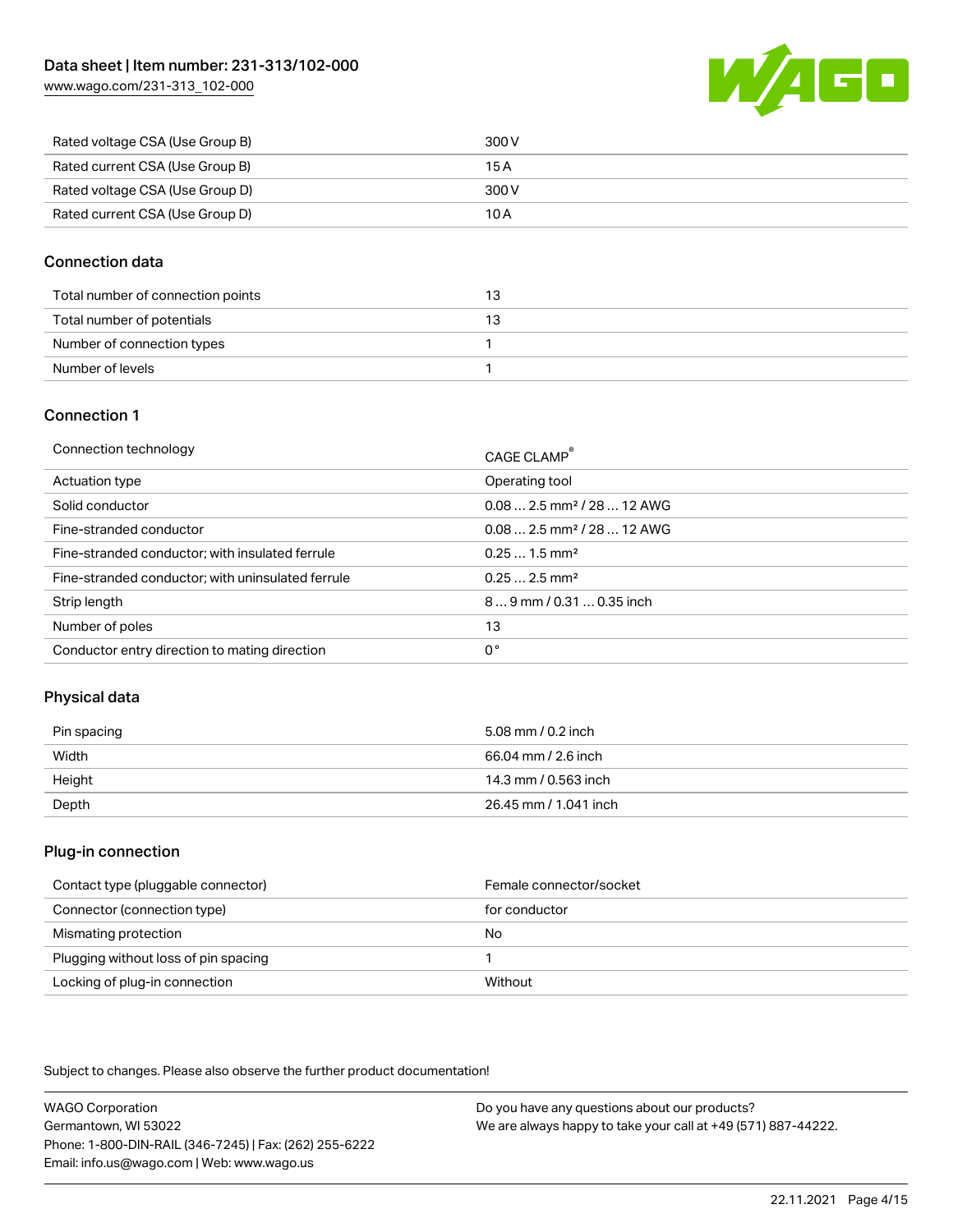| Rated voltage CSA (Use Group B) | 300 V |
| --- | --- |
| Rated current CSA (Use Group B) | 15 A |
| Rated voltage CSA (Use Group D) | 300 V |
| Rated current CSA (Use Group D) | 10 A |

## Connection data

| Total number of connection points | 13 |
| --- | --- |
| Total number of potentials | 13 |
| Number of connection types | 1 |
| Number of levels | 1 |

## Connection 1

| Connection technology | CAGE CLAMP® |
| --- | --- |
| Actuation type | Operating tool |
| Solid conductor | 0.08 … 2.5 mm² / 28 … 12 AWG |
| Fine-stranded conductor | 0.08 … 2.5 mm² / 28 … 12 AWG |
| Fine-stranded conductor; with insulated ferrule | 0.25 … 1.5 mm² |
| Fine-stranded conductor; with uninsulated ferrule | 0.25 … 2.5 mm² |
| Strip length | 8 … 9 mm / 0.31 … 0.35 inch |
| Number of poles | 13 |
| Conductor entry direction to mating direction | 0° |

## Physical data

| Pin spacing | 5.08 mm / 0.2 inch |
| --- | --- |
| Width | 66.04 mm / 2.6 inch |
| Height | 14.3 mm / 0.563 inch |
| Depth | 26.45 mm / 1.041 inch |

## Plug-in connection

| Contact type (pluggable connector) | Female connector/socket |
| --- | --- |
| Connector (connection type) | for conductor |
| Mismating protection | No |
| Plugging without loss of pin spacing | 1 |
| Locking of plug-in connection | Without |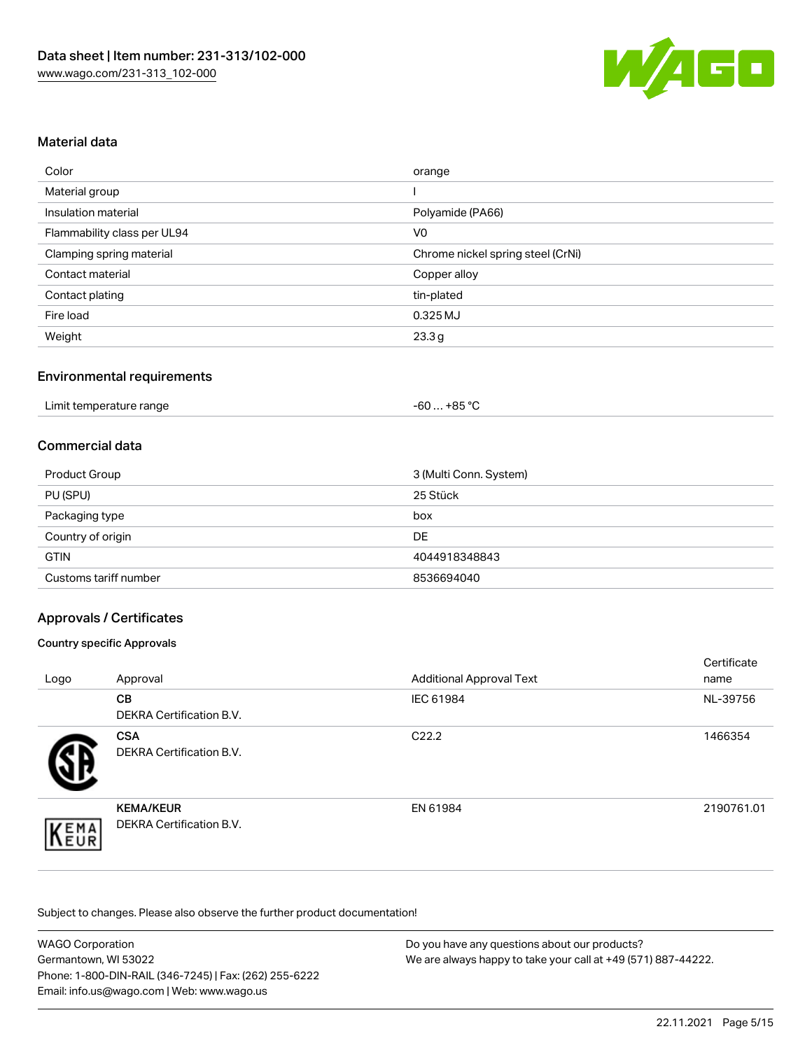## Material data

| Color | orange |
| --- | --- |
| Material group | I |
| Insulation material | Polyamide (PA66) |
| Flammability class per UL94 | V0 |
| Clamping spring material | Chrome nickel spring steel (CrNi) |
| Contact material | Copper alloy |
| Contact plating | tin-plated |
| Fire load | 0.325 MJ |
| Weight | 23.3 g |

## Environmental requirements

| Limit temperature range | -60 … +85 °C |
| --- | --- |

## Commercial data

| Product Group | 3 (Multi Conn. System) |
| --- | --- |
| PU (SPU) | 25 Stück |
| Packaging type | box |
| Country of origin | DE |
| GTIN | 4044918348843 |
| Customs tariff number | 8536694040 |

## Approvals / Certificates

### Country specific Approvals

| Logo | Approval | Additional Approval Text | Certificate name |
| --- | --- | --- | --- |
| | **CB** DEKRA Certification B.V. | IEC 61984 | NL-39756 |
| | **CSA** DEKRA Certification B.V. | C22.2 | 1466354 |
| | **KEMA/KEUR** DEKRA Certification B.V. | EN 61984 | 2190761.01 |

Subject to changes. Please also observe the further product documentation!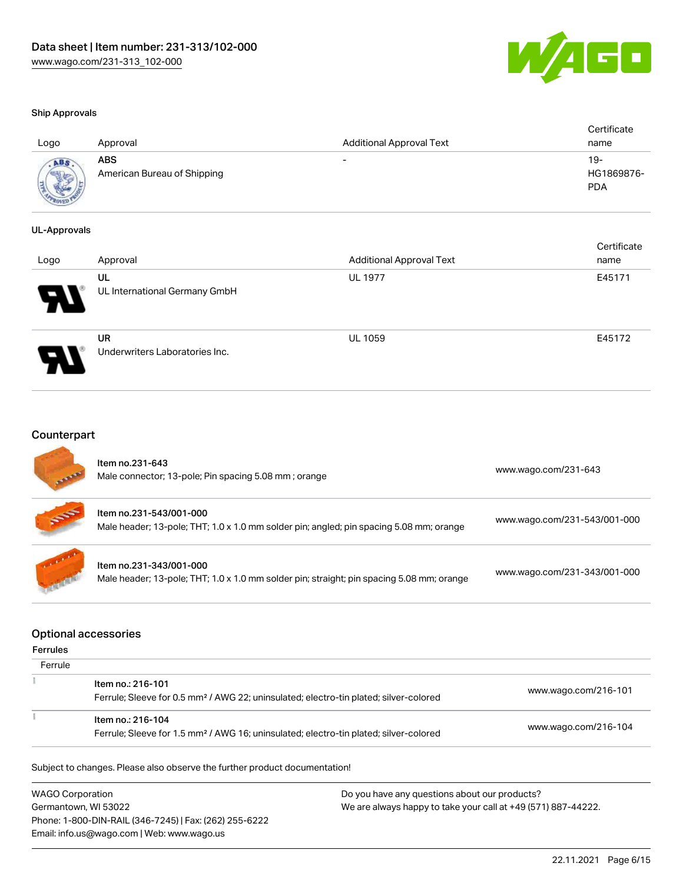### Ship Approvals

| Logo | Approval | Additional Approval Text | Certificate name |
|---|---|---|---|
| | **ABS**<br>American Bureau of Shipping | - | 19-HG1869876-PDA |

### UL-Approvals

| Logo | Approval | Additional Approval Text | Certificate name |
|---|---|---|---|
| | **UL**<br>UL International Germany GmbH | UL 1977 | E45171 |
| | **UR**<br>Underwriters Laboratories Inc. | UL 1059 | E45172 |

## Counterpart

| | | |
|---|---|---|
| | Item no.231-643<br>Male connector; 13-pole; Pin spacing 5.08 mm ; orange | www.wago.com/231-643 |
| | Item no.231-543/001-000<br>Male header; 13-pole; THT; 1.0 x 1.0 mm solder pin; angled; pin spacing 5.08 mm; orange | www.wago.com/231-543/001-000 |
| | Item no.231-343/001-000<br>Male header; 13-pole; THT; 1.0 x 1.0 mm solder pin; straight; pin spacing 5.08 mm; orange | www.wago.com/231-343/001-000 |

## Optional accessories

### Ferrules

| Ferrule | | |
|---|---|---|
| | Item no.: 216-101<br>Ferrule; Sleeve for 0.5 mm² / AWG 22; uninsulated; electro-tin plated; silver-colored | www.wago.com/216-101 |
| | Item no.: 216-104<br>Ferrule; Sleeve for 1.5 mm² / AWG 16; uninsulated; electro-tin plated; silver-colored | www.wago.com/216-104 |

Subject to changes. Please also observe the further product documentation!

WAGO Corporation
Germantown, WI 53022
Phone: 1-800-DIN-RAIL (346-7245) | Fax: (262) 255-6222
Email: info.us@wago.com | Web: www.wago.us

Do you have any questions about our products?
We are always happy to take your call at +49 (571) 887-44222.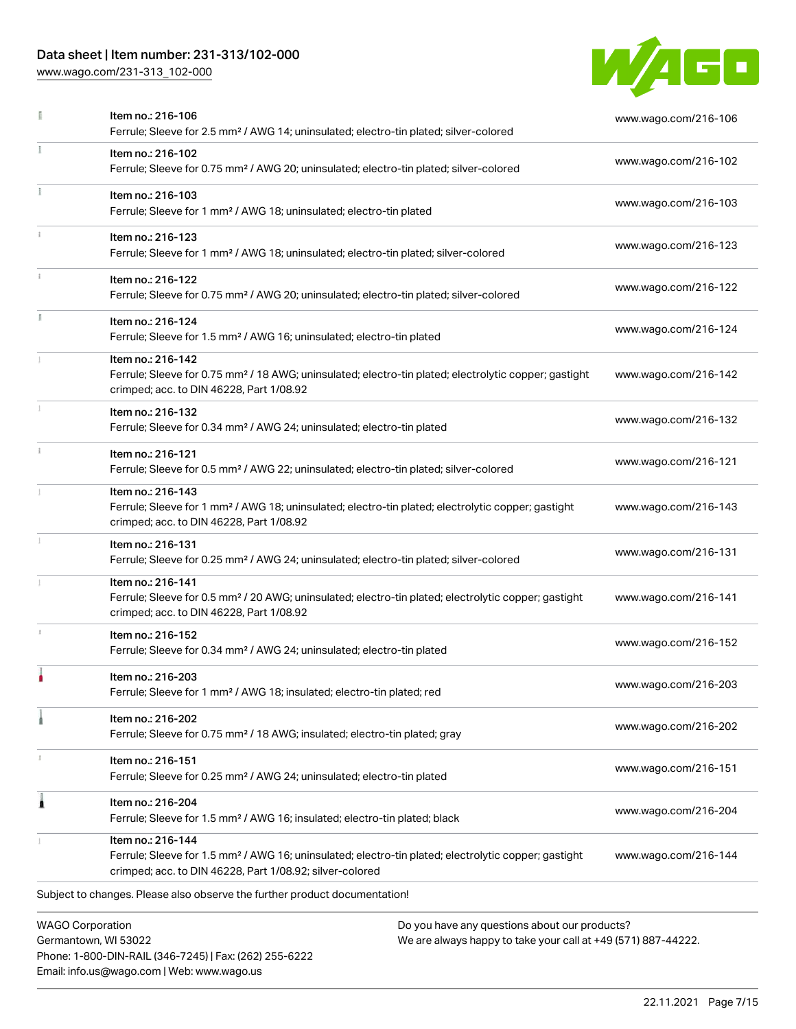| Item | Link |
|---|---|
| Item no.: 216-106<br>Ferrule; Sleeve for 2.5 mm² / AWG 14; uninsulated; electro-tin plated; silver-colored | www.wago.com/216-106 |
| Item no.: 216-102<br>Ferrule; Sleeve for 0.75 mm² / AWG 20; uninsulated; electro-tin plated; silver-colored | www.wago.com/216-102 |
| Item no.: 216-103<br>Ferrule; Sleeve for 1 mm² / AWG 18; uninsulated; electro-tin plated | www.wago.com/216-103 |
| Item no.: 216-123<br>Ferrule; Sleeve for 1 mm² / AWG 18; uninsulated; electro-tin plated; silver-colored | www.wago.com/216-123 |
| Item no.: 216-122<br>Ferrule; Sleeve for 0.75 mm² / AWG 20; uninsulated; electro-tin plated; silver-colored | www.wago.com/216-122 |
| Item no.: 216-124<br>Ferrule; Sleeve for 1.5 mm² / AWG 16; uninsulated; electro-tin plated | www.wago.com/216-124 |
| Item no.: 216-142<br>Ferrule; Sleeve for 0.75 mm² / 18 AWG; uninsulated; electro-tin plated; electrolytic copper; gastight crimped; acc. to DIN 46228, Part 1/08.92 | www.wago.com/216-142 |
| Item no.: 216-132<br>Ferrule; Sleeve for 0.34 mm² / AWG 24; uninsulated; electro-tin plated | www.wago.com/216-132 |
| Item no.: 216-121<br>Ferrule; Sleeve for 0.5 mm² / AWG 22; uninsulated; electro-tin plated; silver-colored | www.wago.com/216-121 |
| Item no.: 216-143<br>Ferrule; Sleeve for 1 mm² / AWG 18; uninsulated; electro-tin plated; electrolytic copper; gastight crimped; acc. to DIN 46228, Part 1/08.92 | www.wago.com/216-143 |
| Item no.: 216-131<br>Ferrule; Sleeve for 0.25 mm² / AWG 24; uninsulated; electro-tin plated; silver-colored | www.wago.com/216-131 |
| Item no.: 216-141<br>Ferrule; Sleeve for 0.5 mm² / 20 AWG; uninsulated; electro-tin plated; electrolytic copper; gastight crimped; acc. to DIN 46228, Part 1/08.92 | www.wago.com/216-141 |
| Item no.: 216-152<br>Ferrule; Sleeve for 0.34 mm² / AWG 24; uninsulated; electro-tin plated | www.wago.com/216-152 |
| Item no.: 216-203<br>Ferrule; Sleeve for 1 mm² / AWG 18; insulated; electro-tin plated; red | www.wago.com/216-203 |
| Item no.: 216-202<br>Ferrule; Sleeve for 0.75 mm² / 18 AWG; insulated; electro-tin plated; gray | www.wago.com/216-202 |
| Item no.: 216-151<br>Ferrule; Sleeve for 0.25 mm² / AWG 24; uninsulated; electro-tin plated | www.wago.com/216-151 |
| Item no.: 216-204<br>Ferrule; Sleeve for 1.5 mm² / AWG 16; insulated; electro-tin plated; black | www.wago.com/216-204 |
| Item no.: 216-144<br>Ferrule; Sleeve for 1.5 mm² / AWG 16; uninsulated; electro-tin plated; electrolytic copper; gastight crimped; acc. to DIN 46228, Part 1/08.92; silver-colored | www.wago.com/216-144 |

Subject to changes. Please also observe the further product documentation!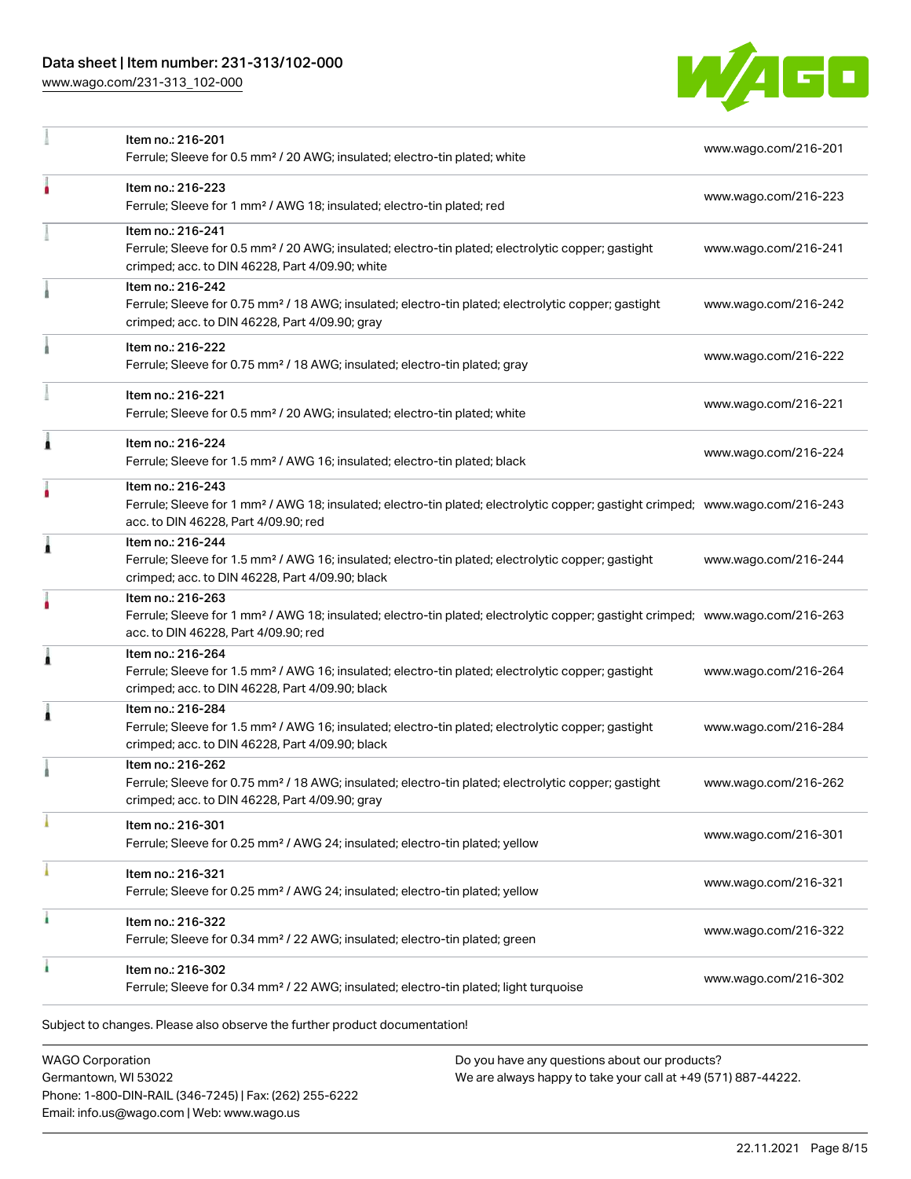| Item | Link |
|---|---|
| Item no.: 216-201<br>Ferrule; Sleeve for 0.5 mm² / 20 AWG; insulated; electro-tin plated; white | www.wago.com/216-201 |
| Item no.: 216-223<br>Ferrule; Sleeve for 1 mm² / AWG 18; insulated; electro-tin plated; red | www.wago.com/216-223 |
| Item no.: 216-241<br>Ferrule; Sleeve for 0.5 mm² / 20 AWG; insulated; electro-tin plated; electrolytic copper; gastight crimped; acc. to DIN 46228, Part 4/09.90; white | www.wago.com/216-241 |
| Item no.: 216-242<br>Ferrule; Sleeve for 0.75 mm² / 18 AWG; insulated; electro-tin plated; electrolytic copper; gastight crimped; acc. to DIN 46228, Part 4/09.90; gray | www.wago.com/216-242 |
| Item no.: 216-222<br>Ferrule; Sleeve for 0.75 mm² / 18 AWG; insulated; electro-tin plated; gray | www.wago.com/216-222 |
| Item no.: 216-221<br>Ferrule; Sleeve for 0.5 mm² / 20 AWG; insulated; electro-tin plated; white | www.wago.com/216-221 |
| Item no.: 216-224<br>Ferrule; Sleeve for 1.5 mm² / AWG 16; insulated; electro-tin plated; black | www.wago.com/216-224 |
| Item no.: 216-243<br>Ferrule; Sleeve for 1 mm² / AWG 18; insulated; electro-tin plated; electrolytic copper; gastight crimped; acc. to DIN 46228, Part 4/09.90; red | www.wago.com/216-243 |
| Item no.: 216-244<br>Ferrule; Sleeve for 1.5 mm² / AWG 16; insulated; electro-tin plated; electrolytic copper; gastight crimped; acc. to DIN 46228, Part 4/09.90; black | www.wago.com/216-244 |
| Item no.: 216-263<br>Ferrule; Sleeve for 1 mm² / AWG 18; insulated; electro-tin plated; electrolytic copper; gastight crimped; acc. to DIN 46228, Part 4/09.90; red | www.wago.com/216-263 |
| Item no.: 216-264<br>Ferrule; Sleeve for 1.5 mm² / AWG 16; insulated; electro-tin plated; electrolytic copper; gastight crimped; acc. to DIN 46228, Part 4/09.90; black | www.wago.com/216-264 |
| Item no.: 216-284<br>Ferrule; Sleeve for 1.5 mm² / AWG 16; insulated; electro-tin plated; electrolytic copper; gastight crimped; acc. to DIN 46228, Part 4/09.90; black | www.wago.com/216-284 |
| Item no.: 216-262<br>Ferrule; Sleeve for 0.75 mm² / 18 AWG; insulated; electro-tin plated; electrolytic copper; gastight crimped; acc. to DIN 46228, Part 4/09.90; gray | www.wago.com/216-262 |
| Item no.: 216-301<br>Ferrule; Sleeve for 0.25 mm² / AWG 24; insulated; electro-tin plated; yellow | www.wago.com/216-301 |
| Item no.: 216-321<br>Ferrule; Sleeve for 0.25 mm² / AWG 24; insulated; electro-tin plated; yellow | www.wago.com/216-321 |
| Item no.: 216-322<br>Ferrule; Sleeve for 0.34 mm² / 22 AWG; insulated; electro-tin plated; green | www.wago.com/216-322 |
| Item no.: 216-302<br>Ferrule; Sleeve for 0.34 mm² / 22 AWG; insulated; electro-tin plated; light turquoise | www.wago.com/216-302 |

Subject to changes. Please also observe the further product documentation!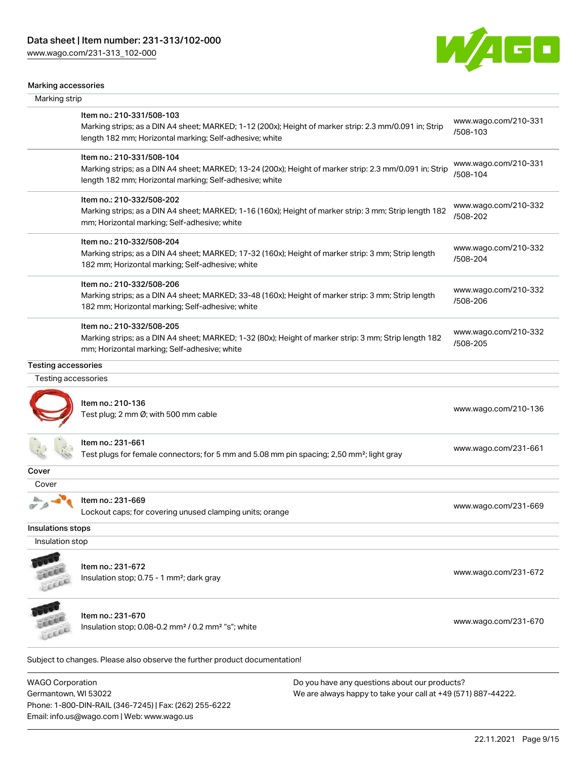## Marking accessories

### Marking strip

| Item | Link |
|---|---|
| Item no.: 210-331/508-103<br>Marking strips; as a DIN A4 sheet; MARKED; 1-12 (200x); Height of marker strip: 2.3 mm/0.091 in; Strip length 182 mm; Horizontal marking; Self-adhesive; white | www.wago.com/210-331/508-103 |
| Item no.: 210-331/508-104<br>Marking strips; as a DIN A4 sheet; MARKED; 13-24 (200x); Height of marker strip: 2.3 mm/0.091 in; Strip length 182 mm; Horizontal marking; Self-adhesive; white | www.wago.com/210-331/508-104 |
| Item no.: 210-332/508-202<br>Marking strips; as a DIN A4 sheet; MARKED; 1-16 (160x); Height of marker strip: 3 mm; Strip length 182 mm; Horizontal marking; Self-adhesive; white | www.wago.com/210-332/508-202 |
| Item no.: 210-332/508-204<br>Marking strips; as a DIN A4 sheet; MARKED; 17-32 (160x); Height of marker strip: 3 mm; Strip length 182 mm; Horizontal marking; Self-adhesive; white | www.wago.com/210-332/508-204 |
| Item no.: 210-332/508-206<br>Marking strips; as a DIN A4 sheet; MARKED; 33-48 (160x); Height of marker strip: 3 mm; Strip length 182 mm; Horizontal marking; Self-adhesive; white | www.wago.com/210-332/508-206 |
| Item no.: 210-332/508-205<br>Marking strips; as a DIN A4 sheet; MARKED; 1-32 (80x); Height of marker strip: 3 mm; Strip length 182 mm; Horizontal marking; Self-adhesive; white | www.wago.com/210-332/508-205 |

## Testing accessories

### Testing accessories

| Item | Link |
|---|---|
| Item no.: 210-136<br>Test plug; 2 mm Ø; with 500 mm cable | www.wago.com/210-136 |
| Item no.: 231-661<br>Test plugs for female connectors; for 5 mm and 5.08 mm pin spacing; 2,50 mm²; light gray | www.wago.com/231-661 |

## Cover

### Cover

| Item | Link |
|---|---|
| Item no.: 231-669<br>Lockout caps; for covering unused clamping units; orange | www.wago.com/231-669 |

## Insulations stops

### Insulation stop

| Item | Link |
|---|---|
| Item no.: 231-672<br>Insulation stop; 0.75 - 1 mm²; dark gray | www.wago.com/231-672 |
| Item no.: 231-670<br>Insulation stop; 0.08-0.2 mm² / 0.2 mm² "s"; white | www.wago.com/231-670 |

Subject to changes. Please also observe the further product documentation!

WAGO Corporation
Germantown, WI 53022
Phone: 1-800-DIN-RAIL (346-7245) | Fax: (262) 255-6222
Email: info.us@wago.com | Web: www.wago.us

Do you have any questions about our products?
We are always happy to take your call at +49 (571) 887-44222.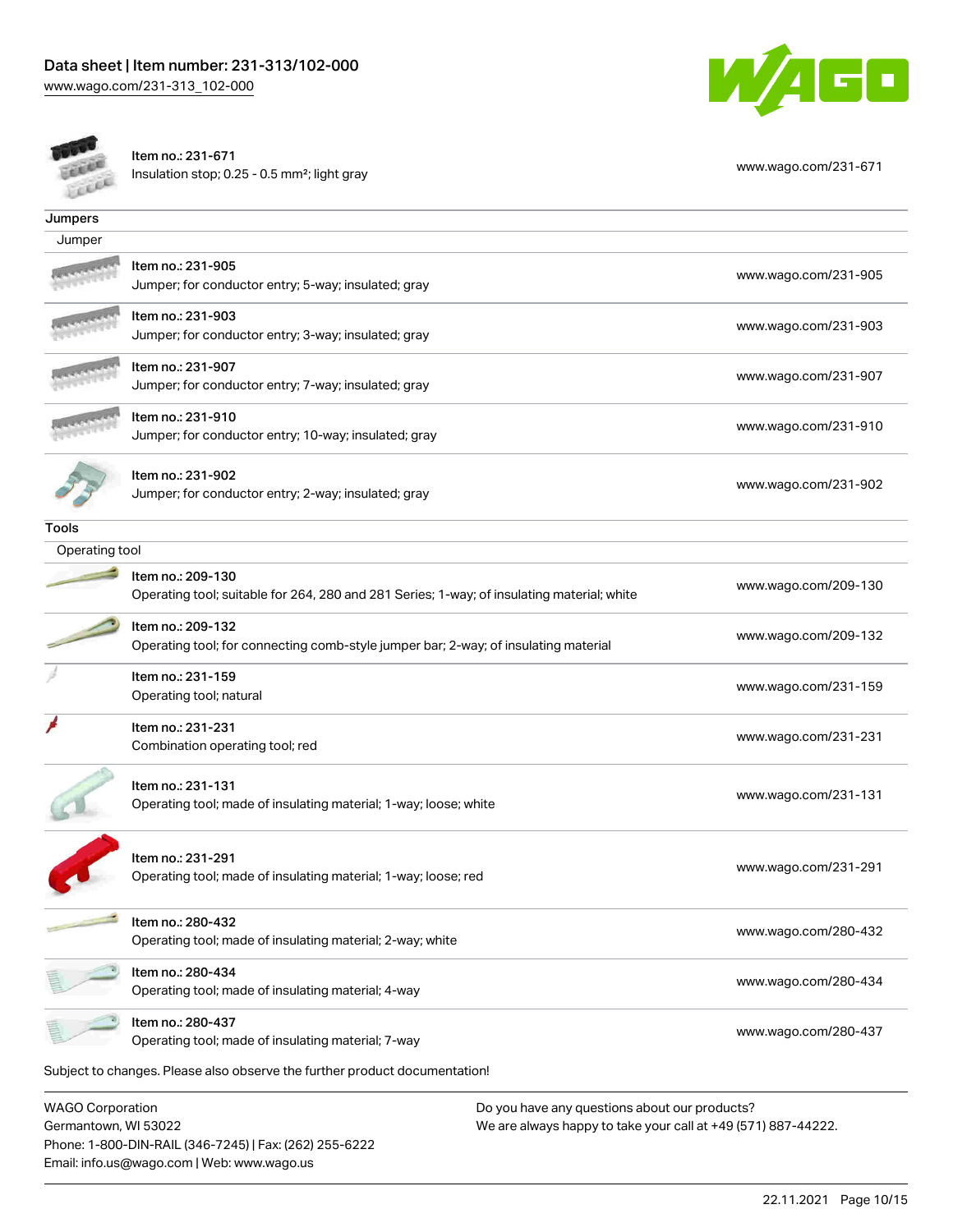| | | |
|---|---|---|
| | Item no.: 231-671<br>Insulation stop; 0.25 - 0.5 mm²; light gray | www.wago.com/231-671 |

**Jumpers**

Jumper

| | | |
|---|---|---|
| | Item no.: 231-905<br>Jumper; for conductor entry; 5-way; insulated; gray | www.wago.com/231-905 |
| | Item no.: 231-903<br>Jumper; for conductor entry; 3-way; insulated; gray | www.wago.com/231-903 |
| | Item no.: 231-907<br>Jumper; for conductor entry; 7-way; insulated; gray | www.wago.com/231-907 |
| | Item no.: 231-910<br>Jumper; for conductor entry; 10-way; insulated; gray | www.wago.com/231-910 |
| | Item no.: 231-902<br>Jumper; for conductor entry; 2-way; insulated; gray | www.wago.com/231-902 |

**Tools**

Operating tool

| | | |
|---|---|---|
| | Item no.: 209-130<br>Operating tool; suitable for 264, 280 and 281 Series; 1-way; of insulating material; white | www.wago.com/209-130 |
| | Item no.: 209-132<br>Operating tool; for connecting comb-style jumper bar; 2-way; of insulating material | www.wago.com/209-132 |
| | Item no.: 231-159<br>Operating tool; natural | www.wago.com/231-159 |
| | Item no.: 231-231<br>Combination operating tool; red | www.wago.com/231-231 |
| | Item no.: 231-131<br>Operating tool; made of insulating material; 1-way; loose; white | www.wago.com/231-131 |
| | Item no.: 231-291<br>Operating tool; made of insulating material; 1-way; loose; red | www.wago.com/231-291 |
| | Item no.: 280-432<br>Operating tool; made of insulating material; 2-way; white | www.wago.com/280-432 |
| | Item no.: 280-434<br>Operating tool; made of insulating material; 4-way | www.wago.com/280-434 |
| | Item no.: 280-437<br>Operating tool; made of insulating material; 7-way | www.wago.com/280-437 |

Subject to changes. Please also observe the further product documentation!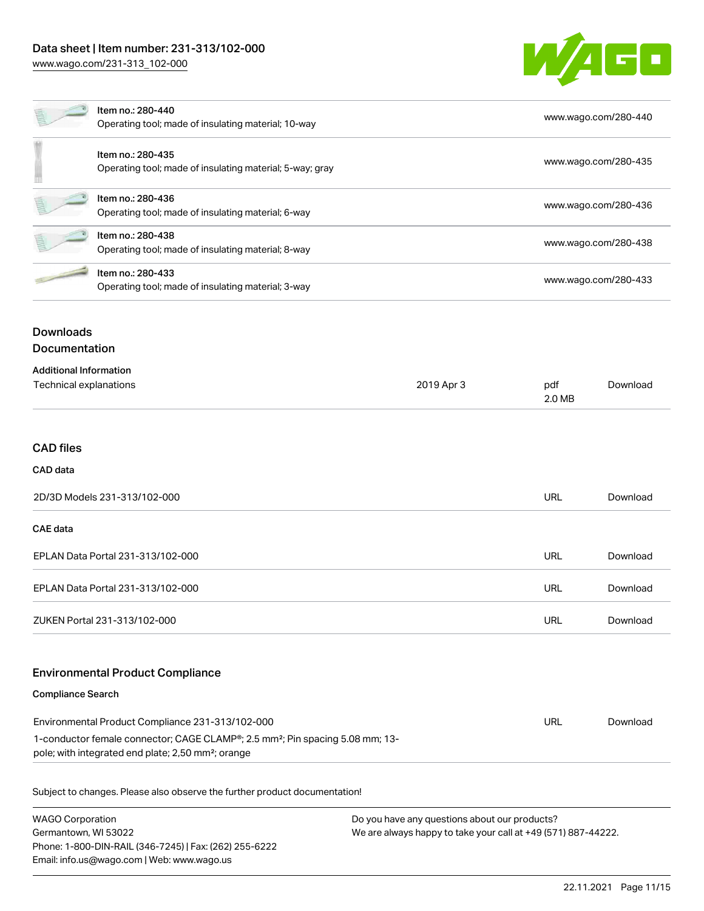| Item | Link |
| --- | --- |
| Item no.: 280-440<br>Operating tool; made of insulating material; 10-way | www.wago.com/280-440 |
| Item no.: 280-435<br>Operating tool; made of insulating material; 5-way; gray | www.wago.com/280-435 |
| Item no.: 280-436<br>Operating tool; made of insulating material; 6-way | www.wago.com/280-436 |
| Item no.: 280-438<br>Operating tool; made of insulating material; 8-way | www.wago.com/280-438 |
| Item no.: 280-433<br>Operating tool; made of insulating material; 3-way | www.wago.com/280-433 |

## Downloads

### Documentation

**Additional Information**

| Technical explanations | 2019 Apr 3 | pdf<br>2.0 MB | Download |
| --- | --- | --- | --- |

### CAD files

**CAD data**

| 2D/3D Models 231-313/102-000 | URL | Download |
| --- | --- | --- |

**CAE data**

| | | |
| --- | --- | --- |
| EPLAN Data Portal 231-313/102-000 | URL | Download |
| EPLAN Data Portal 231-313/102-000 | URL | Download |
| ZUKEN Portal 231-313/102-000 | URL | Download |

### Environmental Product Compliance

**Compliance Search**

| Environmental Product Compliance 231-313/102-000<br>1-conductor female connector; CAGE CLAMP®; 2.5 mm²; Pin spacing 5.08 mm; 13-pole; with integrated end plate; 2,50 mm²; orange | URL | Download |
| --- | --- | --- |

Subject to changes. Please also observe the further product documentation!

WAGO Corporation
Germantown, WI 53022
Phone: 1-800-DIN-RAIL (346-7245) | Fax: (262) 255-6222
Email: info.us@wago.com | Web: www.wago.us

Do you have any questions about our products?
We are always happy to take your call at +49 (571) 887-44222.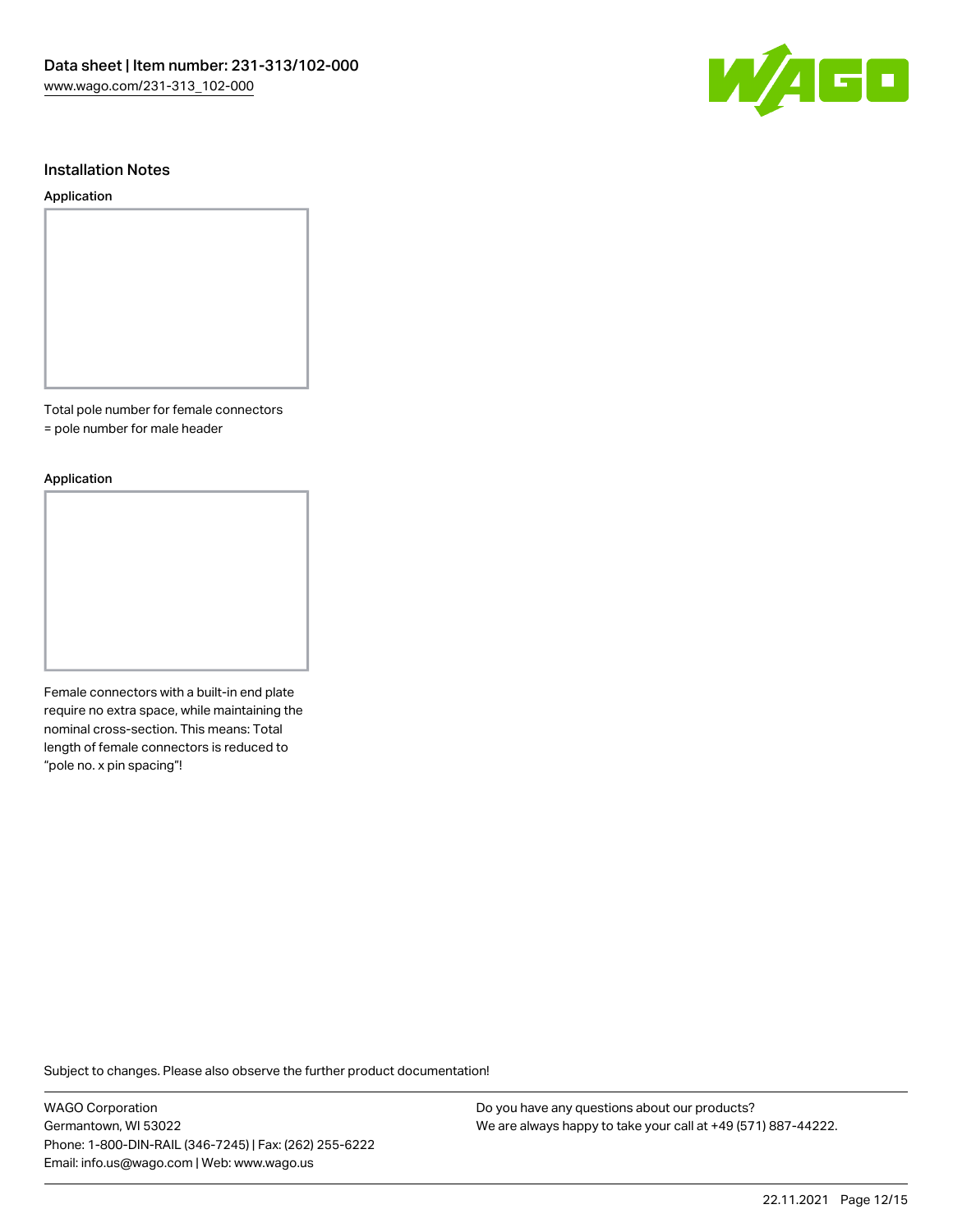## Installation Notes

### Application

Total pole number for female connectors
= pole number for male header

### Application

Female connectors with a built-in end plate require no extra space, while maintaining the nominal cross-section. This means: Total length of female connectors is reduced to "pole no. x pin spacing"!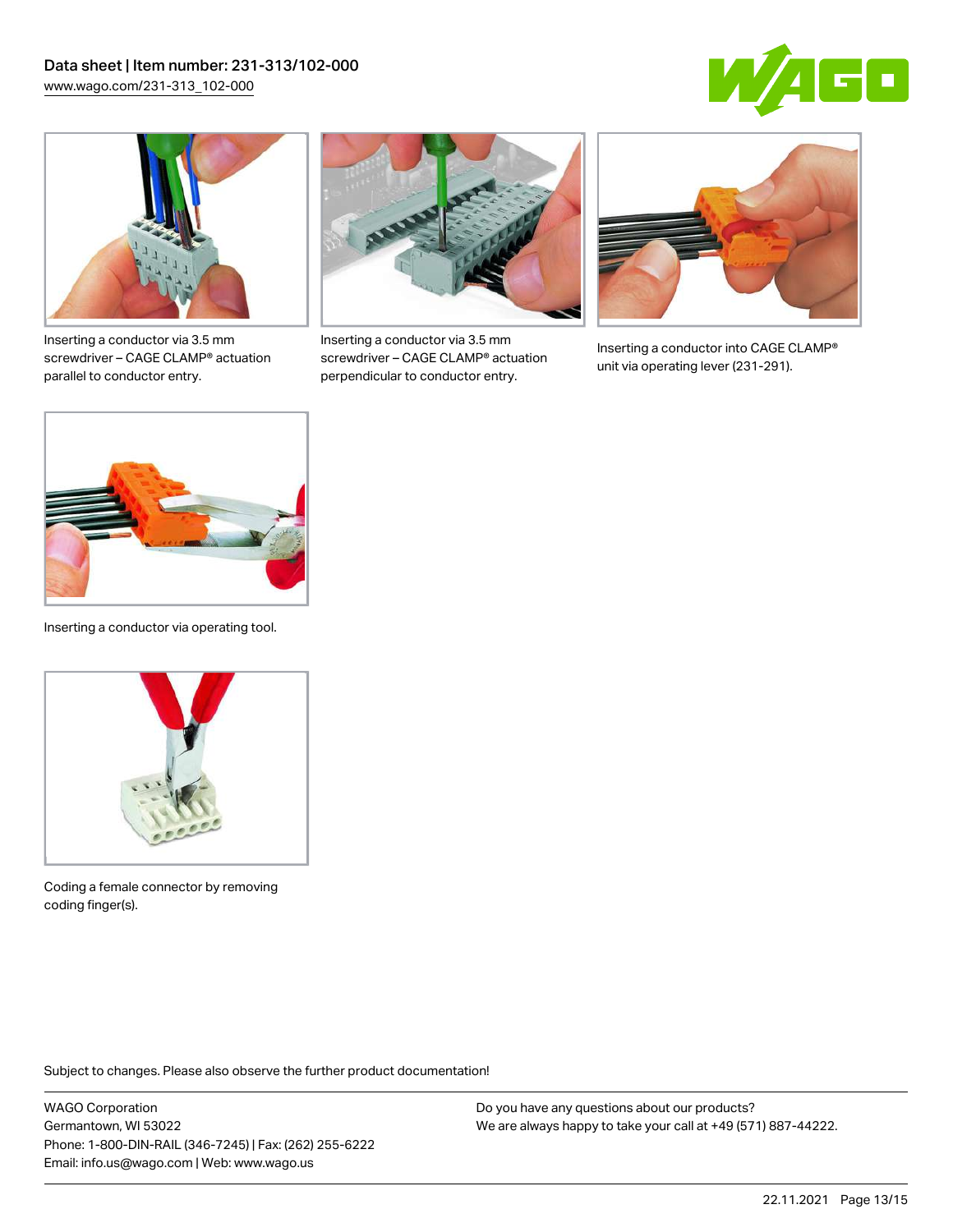Inserting a conductor via 3.5 mm screwdriver – CAGE CLAMP® actuation parallel to conductor entry.

Inserting a conductor via 3.5 mm screwdriver – CAGE CLAMP® actuation perpendicular to conductor entry.

Inserting a conductor into CAGE CLAMP® unit via operating lever (231-291).

Inserting a conductor via operating tool.

Coding a female connector by removing coding finger(s).

Subject to changes. Please also observe the further product documentation!

WAGO Corporation
Germantown, WI 53022
Phone: 1-800-DIN-RAIL (346-7245) | Fax: (262) 255-6222
Email: info.us@wago.com | Web: www.wago.us

Do you have any questions about our products?
We are always happy to take your call at +49 (571) 887-44222.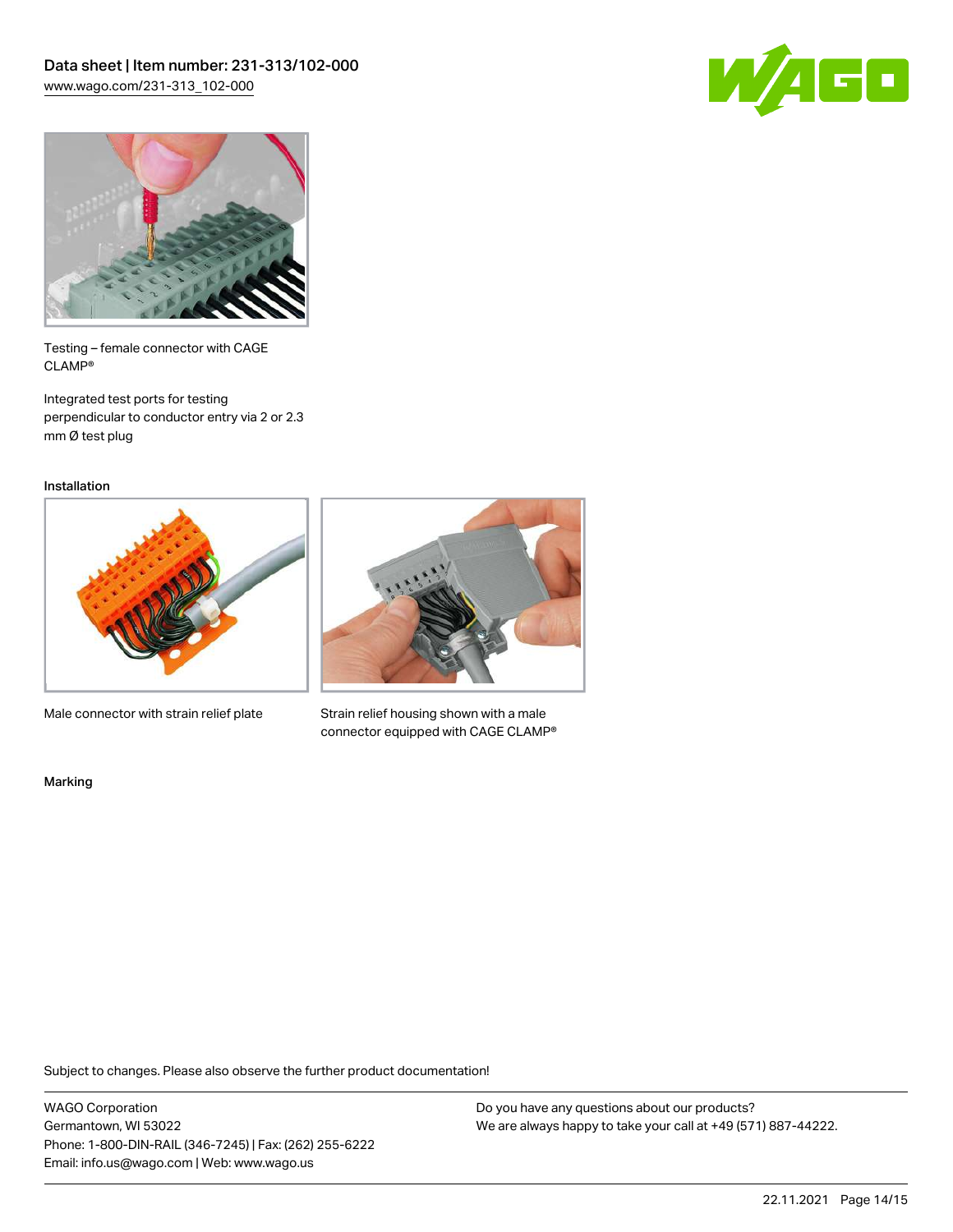Testing – female connector with CAGE CLAMP®

Integrated test ports for testing perpendicular to conductor entry via 2 or 2.3 mm Ø test plug

Installation

Male connector with strain relief plate

Strain relief housing shown with a male connector equipped with CAGE CLAMP®

Marking

Subject to changes. Please also observe the further product documentation!

WAGO Corporation
Germantown, WI 53022
Phone: 1-800-DIN-RAIL (346-7245) | Fax: (262) 255-6222
Email: info.us@wago.com | Web: www.wago.us

Do you have any questions about our products?
We are always happy to take your call at +49 (571) 887-44222.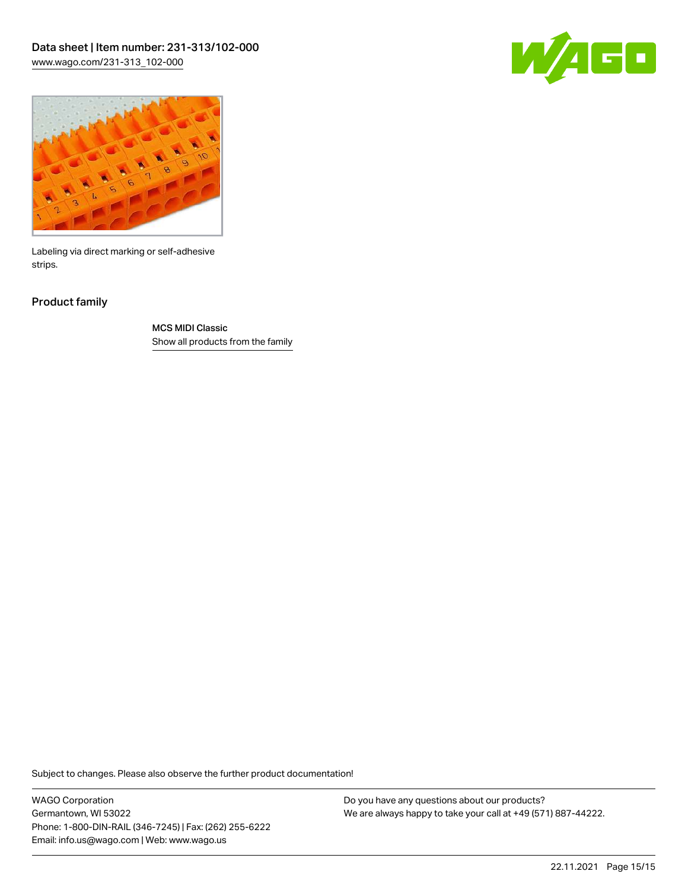Labeling via direct marking or self-adhesive strips.

## Product family

**MCS MIDI Classic**

Show all products from the family

Subject to changes. Please also observe the further product documentation!

WAGO Corporation
Germantown, WI 53022
Phone: 1-800-DIN-RAIL (346-7245) | Fax: (262) 255-6222
Email: info.us@wago.com | Web: www.wago.us

Do you have any questions about our products?
We are always happy to take your call at +49 (571) 887-44222.